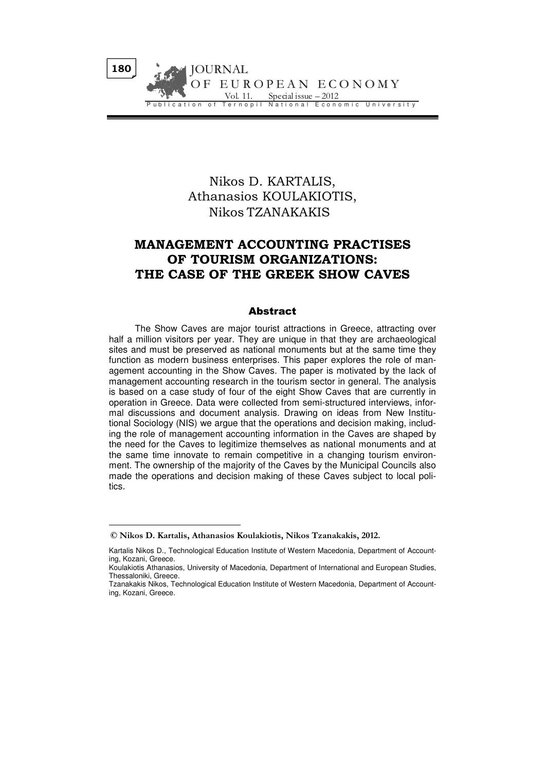Nikos D. KARTALIS,
Athanasios KOULAKIOTIS,
Nikos TZANAKAKIS

# MANAGEMENT ACCOUNTING PRACTISES OF TOURISM ORGANIZATIONS: THE CASE OF THE GREEK SHOW CAVES

## Abstract

The Show Caves are major tourist attractions in Greece, attracting over half a million visitors per year. They are unique in that they are archaeological sites and must be preserved as national monuments but at the same time they function as modern business enterprises. This paper explores the role of management accounting in the Show Caves. The paper is motivated by the lack of management accounting research in the tourism sector in general. The analysis is based on a case study of four of the eight Show Caves that are currently in operation in Greece. Data were collected from semi-structured interviews, informal discussions and document analysis. Drawing on ideas from New Institutional Sociology (NIS) we argue that the operations and decision making, including the role of management accounting information in the Caves are shaped by the need for the Caves to legitimize themselves as national monuments and at the same time innovate to remain competitive in a changing tourism environment. The ownership of the majority of the Caves by the Municipal Councils also made the operations and decision making of these Caves subject to local politics.

---

**© Nikos D. Kartalis, Athanasios Koulakiotis, Nikos Tzanakakis, 2012.**

Kartalis Nikos D., Technological Education Institute of Western Macedonia, Department of Accounting, Kozani, Greece.

Koulakiotis Athanasios, University of Macedonia, Department of International and European Studies, Thessaloniki, Greece.

Tzanakakis Nikos, Technological Education Institute of Western Macedonia, Department of Accounting, Kozani, Greece.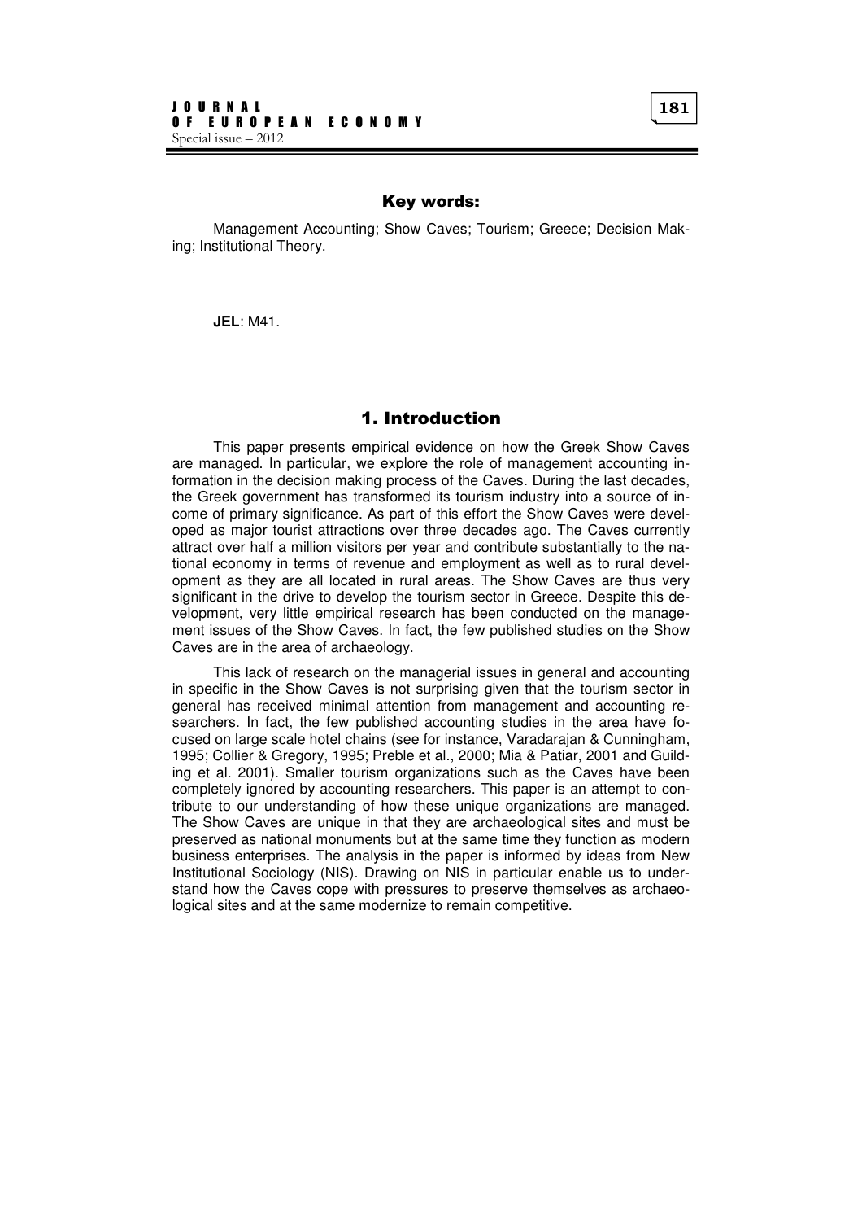## Key words:

Management Accounting; Show Caves; Tourism; Greece; Decision Making; Institutional Theory.

**JEL**: M41.

## 1. Introduction

This paper presents empirical evidence on how the Greek Show Caves are managed. In particular, we explore the role of management accounting information in the decision making process of the Caves. During the last decades, the Greek government has transformed its tourism industry into a source of income of primary significance. As part of this effort the Show Caves were developed as major tourist attractions over three decades ago. The Caves currently attract over half a million visitors per year and contribute substantially to the national economy in terms of revenue and employment as well as to rural development as they are all located in rural areas. The Show Caves are thus very significant in the drive to develop the tourism sector in Greece. Despite this development, very little empirical research has been conducted on the management issues of the Show Caves. In fact, the few published studies on the Show Caves are in the area of archaeology.

This lack of research on the managerial issues in general and accounting in specific in the Show Caves is not surprising given that the tourism sector in general has received minimal attention from management and accounting researchers. In fact, the few published accounting studies in the area have focused on large scale hotel chains (see for instance, Varadarajan & Cunningham, 1995; Collier & Gregory, 1995; Preble et al., 2000; Mia & Patiar, 2001 and Guilding et al. 2001). Smaller tourism organizations such as the Caves have been completely ignored by accounting researchers. This paper is an attempt to contribute to our understanding of how these unique organizations are managed. The Show Caves are unique in that they are archaeological sites and must be preserved as national monuments but at the same time they function as modern business enterprises. The analysis in the paper is informed by ideas from New Institutional Sociology (NIS). Drawing on NIS in particular enable us to understand how the Caves cope with pressures to preserve themselves as archaeological sites and at the same modernize to remain competitive.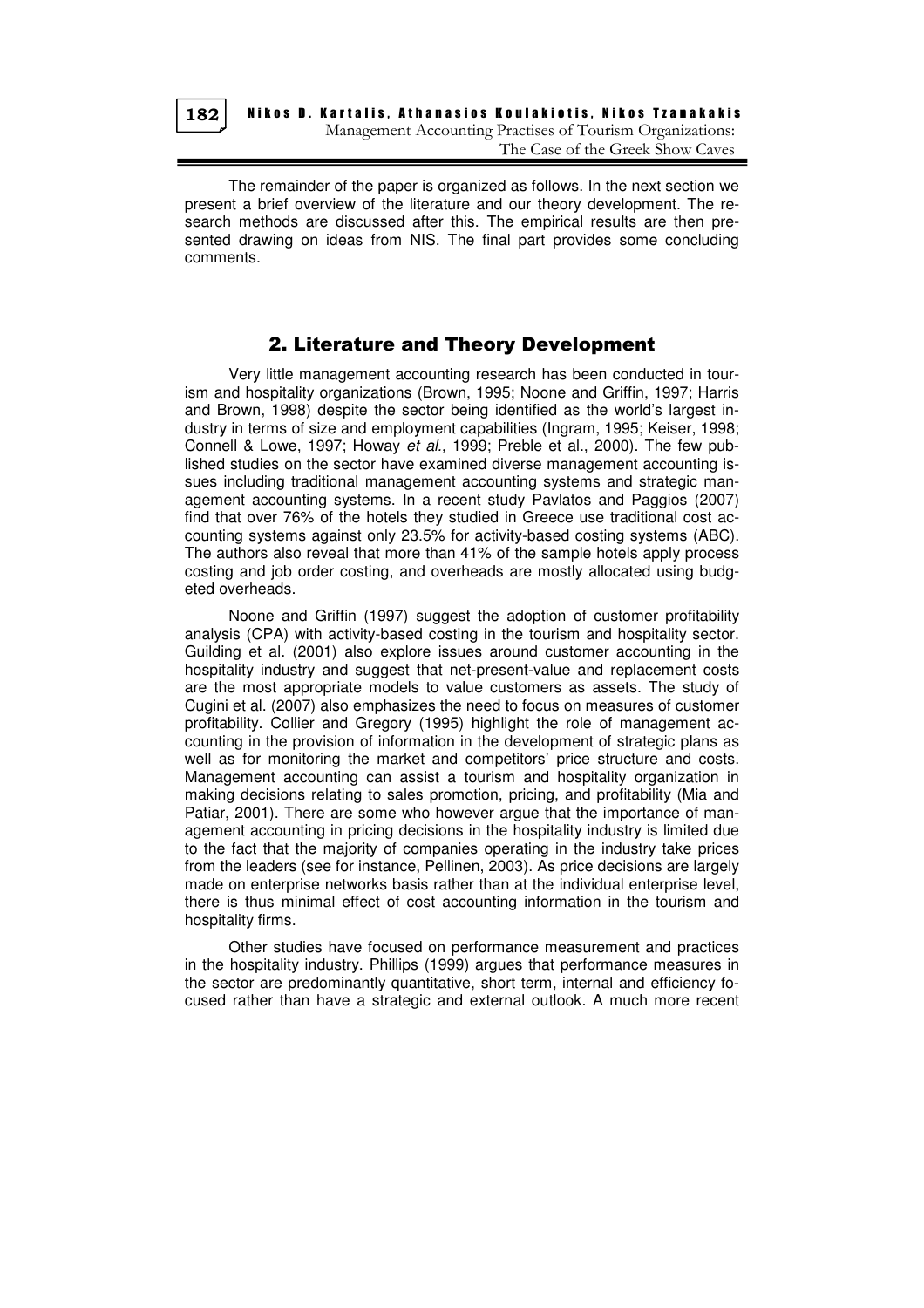The remainder of the paper is organized as follows. In the next section we present a brief overview of the literature and our theory development. The research methods are discussed after this. The empirical results are then presented drawing on ideas from NIS. The final part provides some concluding comments.

## 2. Literature and Theory Development

Very little management accounting research has been conducted in tourism and hospitality organizations (Brown, 1995; Noone and Griffin, 1997; Harris and Brown, 1998) despite the sector being identified as the world's largest industry in terms of size and employment capabilities (Ingram, 1995; Keiser, 1998; Connell & Lowe, 1997; Howay *et al.,* 1999; Preble et al., 2000). The few published studies on the sector have examined diverse management accounting issues including traditional management accounting systems and strategic management accounting systems. In a recent study Pavlatos and Paggios (2007) find that over 76% of the hotels they studied in Greece use traditional cost accounting systems against only 23.5% for activity-based costing systems (ABC). The authors also reveal that more than 41% of the sample hotels apply process costing and job order costing, and overheads are mostly allocated using budgeted overheads.

Noone and Griffin (1997) suggest the adoption of customer profitability analysis (CPA) with activity-based costing in the tourism and hospitality sector. Guilding et al. (2001) also explore issues around customer accounting in the hospitality industry and suggest that net-present-value and replacement costs are the most appropriate models to value customers as assets. The study of Cugini et al. (2007) also emphasizes the need to focus on measures of customer profitability. Collier and Gregory (1995) highlight the role of management accounting in the provision of information in the development of strategic plans as well as for monitoring the market and competitors' price structure and costs. Management accounting can assist a tourism and hospitality organization in making decisions relating to sales promotion, pricing, and profitability (Mia and Patiar, 2001). There are some who however argue that the importance of management accounting in pricing decisions in the hospitality industry is limited due to the fact that the majority of companies operating in the industry take prices from the leaders (see for instance, Pellinen, 2003). As price decisions are largely made on enterprise networks basis rather than at the individual enterprise level, there is thus minimal effect of cost accounting information in the tourism and hospitality firms.

Other studies have focused on performance measurement and practices in the hospitality industry. Phillips (1999) argues that performance measures in the sector are predominantly quantitative, short term, internal and efficiency focused rather than have a strategic and external outlook. A much more recent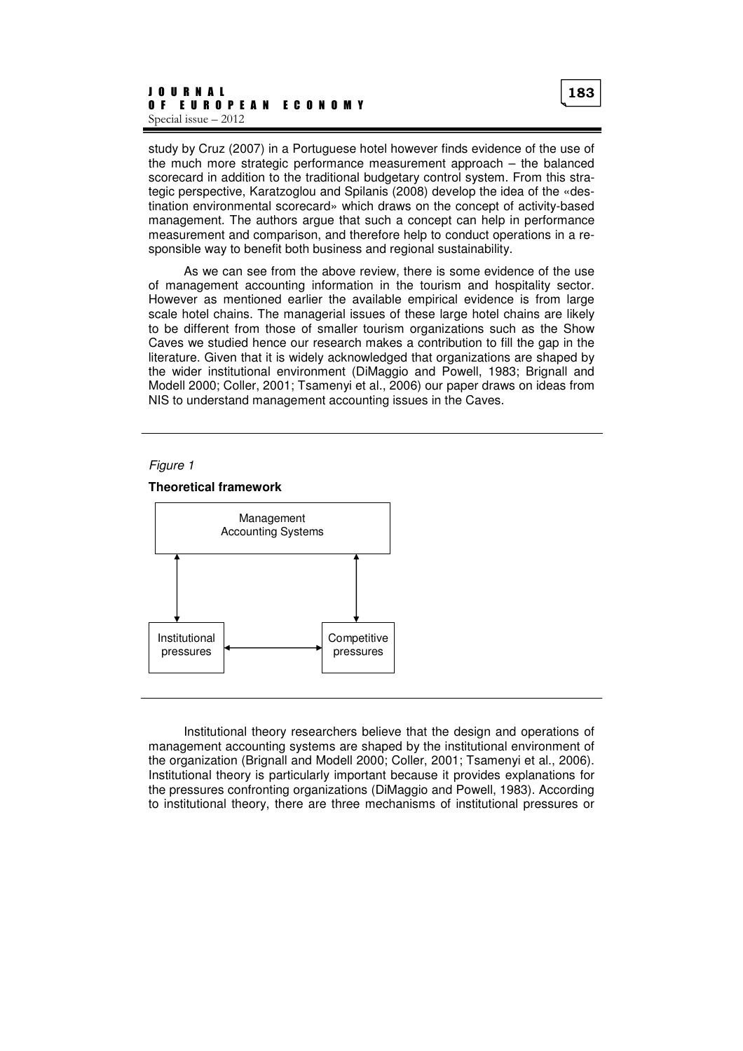study by Cruz (2007) in a Portuguese hotel however finds evidence of the use of the much more strategic performance measurement approach – the balanced scorecard in addition to the traditional budgetary control system. From this strategic perspective, Karatzoglou and Spilanis (2008) develop the idea of the «destination environmental scorecard» which draws on the concept of activity-based management. The authors argue that such a concept can help in performance measurement and comparison, and therefore help to conduct operations in a responsible way to benefit both business and regional sustainability.

As we can see from the above review, there is some evidence of the use of management accounting information in the tourism and hospitality sector. However as mentioned earlier the available empirical evidence is from large scale hotel chains. The managerial issues of these large hotel chains are likely to be different from those of smaller tourism organizations such as the Show Caves we studied hence our research makes a contribution to fill the gap in the literature. Given that it is widely acknowledged that organizations are shaped by the wider institutional environment (DiMaggio and Powell, 1983; Brignall and Modell 2000; Coller, 2001; Tsamenyi et al., 2006) our paper draws on ideas from NIS to understand management accounting issues in the Caves.

*Figure 1*

**Theoretical framework**

Management Accounting Systems ↔ Institutional pressures

Management Accounting Systems ↔ Competitive pressures

Institutional pressures ↔ Competitive pressures

Institutional theory researchers believe that the design and operations of management accounting systems are shaped by the institutional environment of the organization (Brignall and Modell 2000; Coller, 2001; Tsamenyi et al., 2006). Institutional theory is particularly important because it provides explanations for the pressures confronting organizations (DiMaggio and Powell, 1983). According to institutional theory, there are three mechanisms of institutional pressures or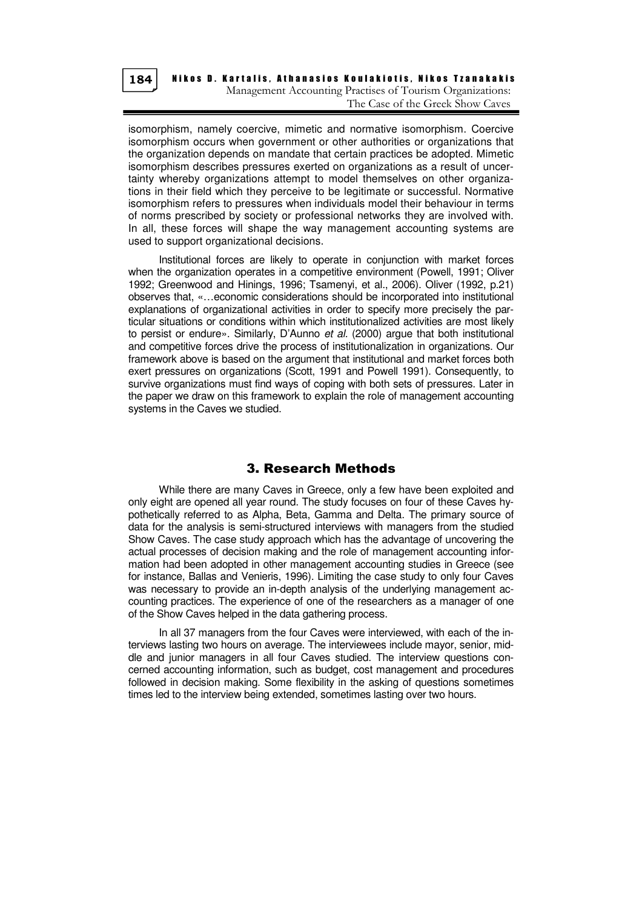isomorphism, namely coercive, mimetic and normative isomorphism. Coercive isomorphism occurs when government or other authorities or organizations that the organization depends on mandate that certain practices be adopted. Mimetic isomorphism describes pressures exerted on organizations as a result of uncertainty whereby organizations attempt to model themselves on other organizations in their field which they perceive to be legitimate or successful. Normative isomorphism refers to pressures when individuals model their behaviour in terms of norms prescribed by society or professional networks they are involved with. In all, these forces will shape the way management accounting systems are used to support organizational decisions.

Institutional forces are likely to operate in conjunction with market forces when the organization operates in a competitive environment (Powell, 1991; Oliver 1992; Greenwood and Hinings, 1996; Tsamenyi, et al., 2006). Oliver (1992, p.21) observes that, «…economic considerations should be incorporated into institutional explanations of organizational activities in order to specify more precisely the particular situations or conditions within which institutionalized activities are most likely to persist or endure». Similarly, D'Aunno *et al.* (2000) argue that both institutional and competitive forces drive the process of institutionalization in organizations. Our framework above is based on the argument that institutional and market forces both exert pressures on organizations (Scott, 1991 and Powell 1991). Consequently, to survive organizations must find ways of coping with both sets of pressures. Later in the paper we draw on this framework to explain the role of management accounting systems in the Caves we studied.

## 3. Research Methods

While there are many Caves in Greece, only a few have been exploited and only eight are opened all year round. The study focuses on four of these Caves hypothetically referred to as Alpha, Beta, Gamma and Delta. The primary source of data for the analysis is semi-structured interviews with managers from the studied Show Caves. The case study approach which has the advantage of uncovering the actual processes of decision making and the role of management accounting information had been adopted in other management accounting studies in Greece (see for instance, Ballas and Venieris, 1996). Limiting the case study to only four Caves was necessary to provide an in-depth analysis of the underlying management accounting practices. The experience of one of the researchers as a manager of one of the Show Caves helped in the data gathering process.

In all 37 managers from the four Caves were interviewed, with each of the interviews lasting two hours on average. The interviewees include mayor, senior, middle and junior managers in all four Caves studied. The interview questions concerned accounting information, such as budget, cost management and procedures followed in decision making. Some flexibility in the asking of questions sometimes times led to the interview being extended, sometimes lasting over two hours.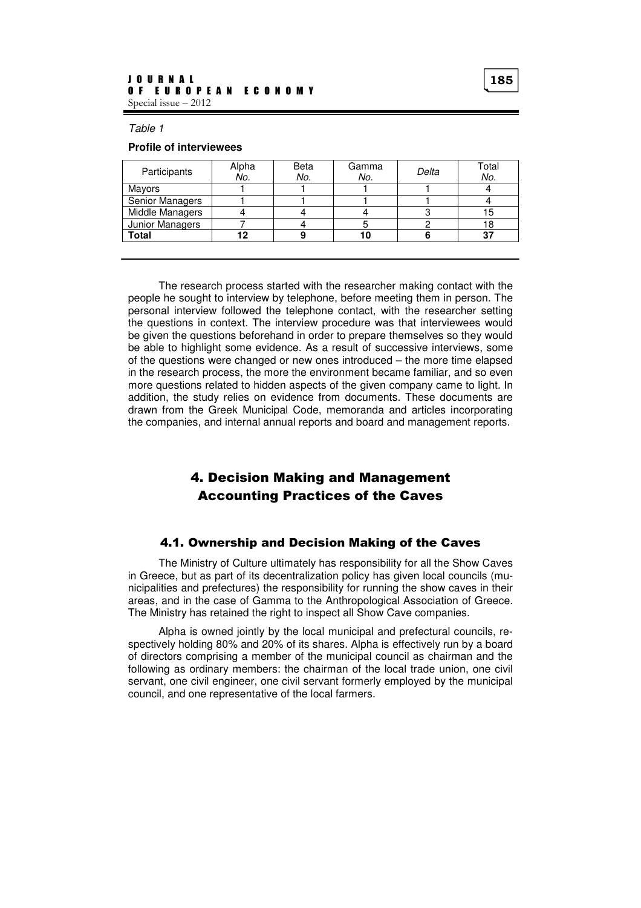*Table 1*

**Profile of interviewees**

| Participants | Alpha *No.* | Beta *No.* | Gamma *No.* | *Delta* | Total *No.* |
|---|---|---|---|---|---|
| Mayors | 1 | 1 | 1 | 1 | 4 |
| Senior Managers | 1 | 1 | 1 | 1 | 4 |
| Middle Managers | 4 | 4 | 4 | 3 | 15 |
| Junior Managers | 7 | 4 | 5 | 2 | 18 |
| **Total** | **12** | **9** | **10** | **6** | **37** |

The research process started with the researcher making contact with the people he sought to interview by telephone, before meeting them in person. The personal interview followed the telephone contact, with the researcher setting the questions in context. The interview procedure was that interviewees would be given the questions beforehand in order to prepare themselves so they would be able to highlight some evidence. As a result of successive interviews, some of the questions were changed or new ones introduced – the more time elapsed in the research process, the more the environment became familiar, and so even more questions related to hidden aspects of the given company came to light. In addition, the study relies on evidence from documents. These documents are drawn from the Greek Municipal Code, memoranda and articles incorporating the companies, and internal annual reports and board and management reports.

## 4. Decision Making and Management Accounting Practices of the Caves

### 4.1. Ownership and Decision Making of the Caves

The Ministry of Culture ultimately has responsibility for all the Show Caves in Greece, but as part of its decentralization policy has given local councils (municipalities and prefectures) the responsibility for running the show caves in their areas, and in the case of Gamma to the Anthropological Association of Greece. The Ministry has retained the right to inspect all Show Cave companies.

Alpha is owned jointly by the local municipal and prefectural councils, respectively holding 80% and 20% of its shares. Alpha is effectively run by a board of directors comprising a member of the municipal council as chairman and the following as ordinary members: the chairman of the local trade union, one civil servant, one civil engineer, one civil servant formerly employed by the municipal council, and one representative of the local farmers.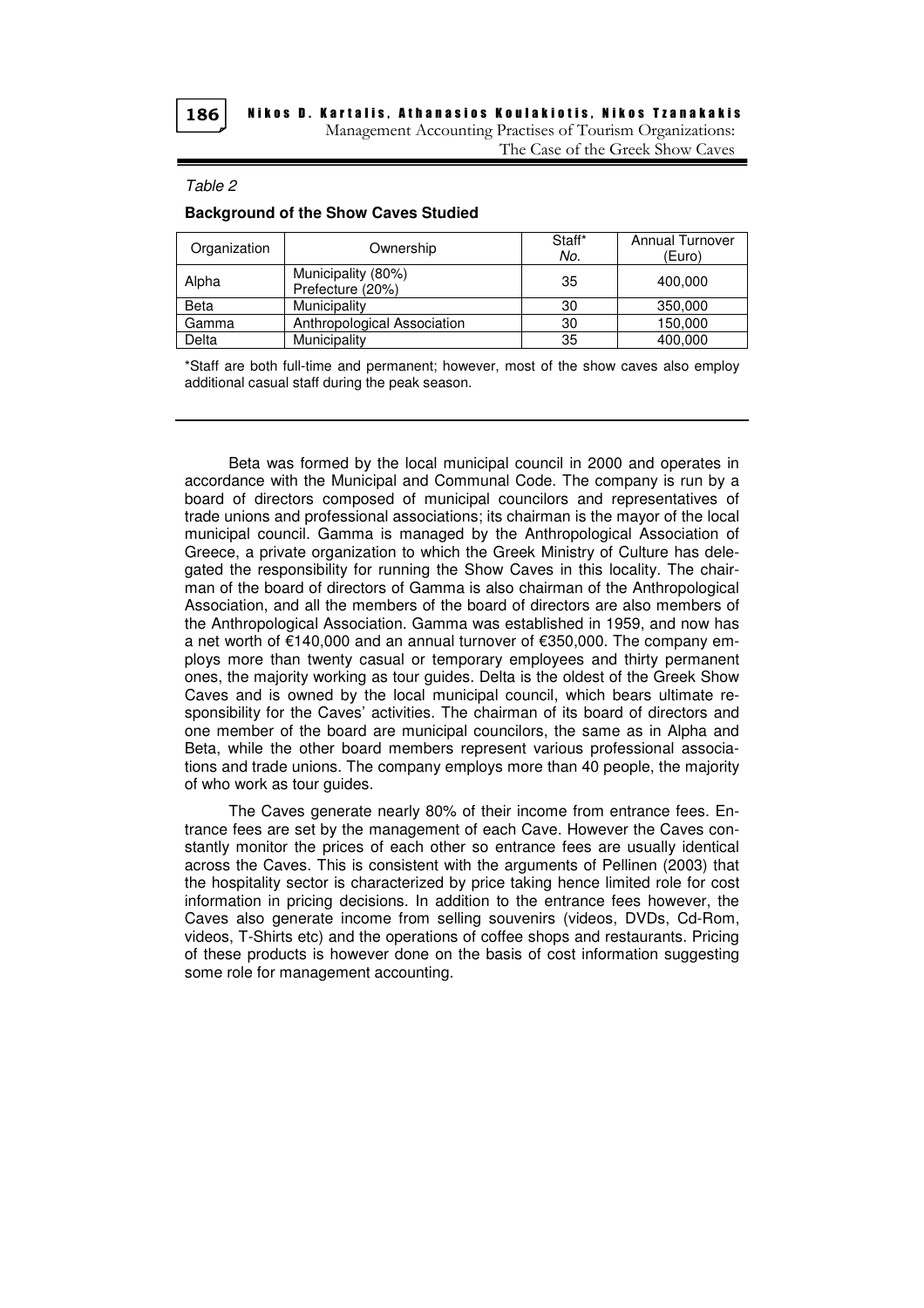*Table 2*

**Background of the Show Caves Studied**

| Organization | Ownership | Staff* *No.* | Annual Turnover (Euro) |
|---|---|---|---|
| Alpha | Municipality (80%) Prefecture (20%) | 35 | 400,000 |
| Beta | Municipality | 30 | 350,000 |
| Gamma | Anthropological Association | 30 | 150,000 |
| Delta | Municipality | 35 | 400,000 |

*Staff are both full-time and permanent; however, most of the show caves also employ additional casual staff during the peak season.

Beta was formed by the local municipal council in 2000 and operates in accordance with the Municipal and Communal Code. The company is run by a board of directors composed of municipal councilors and representatives of trade unions and professional associations; its chairman is the mayor of the local municipal council. Gamma is managed by the Anthropological Association of Greece, a private organization to which the Greek Ministry of Culture has delegated the responsibility for running the Show Caves in this locality. The chairman of the board of directors of Gamma is also chairman of the Anthropological Association, and all the members of the board of directors are also members of the Anthropological Association. Gamma was established in 1959, and now has a net worth of €140,000 and an annual turnover of €350,000. The company employs more than twenty casual or temporary employees and thirty permanent ones, the majority working as tour guides. Delta is the oldest of the Greek Show Caves and is owned by the local municipal council, which bears ultimate responsibility for the Caves' activities. The chairman of its board of directors and one member of the board are municipal councilors, the same as in Alpha and Beta, while the other board members represent various professional associations and trade unions. The company employs more than 40 people, the majority of who work as tour guides.

The Caves generate nearly 80% of their income from entrance fees. Entrance fees are set by the management of each Cave. However the Caves constantly monitor the prices of each other so entrance fees are usually identical across the Caves. This is consistent with the arguments of Pellinen (2003) that the hospitality sector is characterized by price taking hence limited role for cost information in pricing decisions. In addition to the entrance fees however, the Caves also generate income from selling souvenirs (videos, DVDs, Cd-Rom, videos, T-Shirts etc) and the operations of coffee shops and restaurants. Pricing of these products is however done on the basis of cost information suggesting some role for management accounting.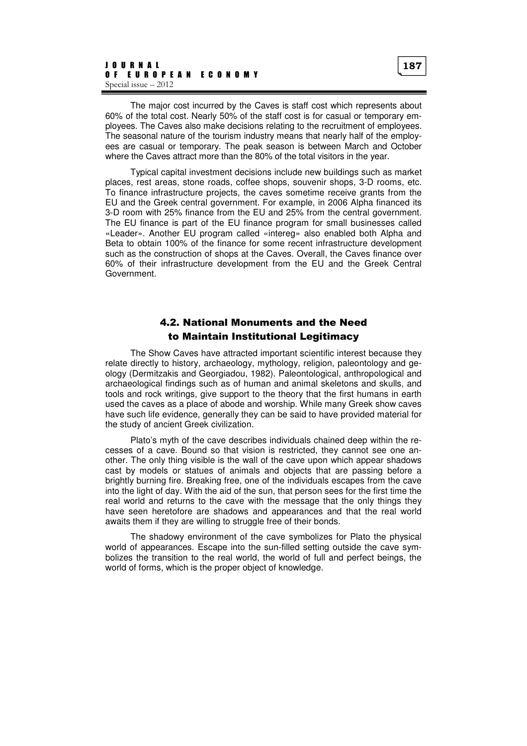The major cost incurred by the Caves is staff cost which represents about 60% of the total cost. Nearly 50% of the staff cost is for casual or temporary employees. The Caves also make decisions relating to the recruitment of employees. The seasonal nature of the tourism industry means that nearly half of the employees are casual or temporary. The peak season is between March and October where the Caves attract more than the 80% of the total visitors in the year.

Typical capital investment decisions include new buildings such as market places, rest areas, stone roads, coffee shops, souvenir shops, 3-D rooms, etc. To finance infrastructure projects, the caves sometime receive grants from the EU and the Greek central government. For example, in 2006 Alpha financed its 3-D room with 25% finance from the EU and 25% from the central government. The EU finance is part of the EU finance program for small businesses called «Leader». Another EU program called «intereg» also enabled both Alpha and Beta to obtain 100% of the finance for some recent infrastructure development such as the construction of shops at the Caves. Overall, the Caves finance over 60% of their infrastructure development from the EU and the Greek Central Government.

## 4.2. National Monuments and the Need to Maintain Institutional Legitimacy

The Show Caves have attracted important scientific interest because they relate directly to history, archaeology, mythology, religion, paleontology and geology (Dermitzakis and Georgiadou, 1982). Paleontological, anthropological and archaeological findings such as of human and animal skeletons and skulls, and tools and rock writings, give support to the theory that the first humans in earth used the caves as a place of abode and worship. While many Greek show caves have such life evidence, generally they can be said to have provided material for the study of ancient Greek civilization.

Plato's myth of the cave describes individuals chained deep within the recesses of a cave. Bound so that vision is restricted, they cannot see one another. The only thing visible is the wall of the cave upon which appear shadows cast by models or statues of animals and objects that are passing before a brightly burning fire. Breaking free, one of the individuals escapes from the cave into the light of day. With the aid of the sun, that person sees for the first time the real world and returns to the cave with the message that the only things they have seen heretofore are shadows and appearances and that the real world awaits them if they are willing to struggle free of their bonds.

The shadowy environment of the cave symbolizes for Plato the physical world of appearances. Escape into the sun-filled setting outside the cave symbolizes the transition to the real world, the world of full and perfect beings, the world of forms, which is the proper object of knowledge.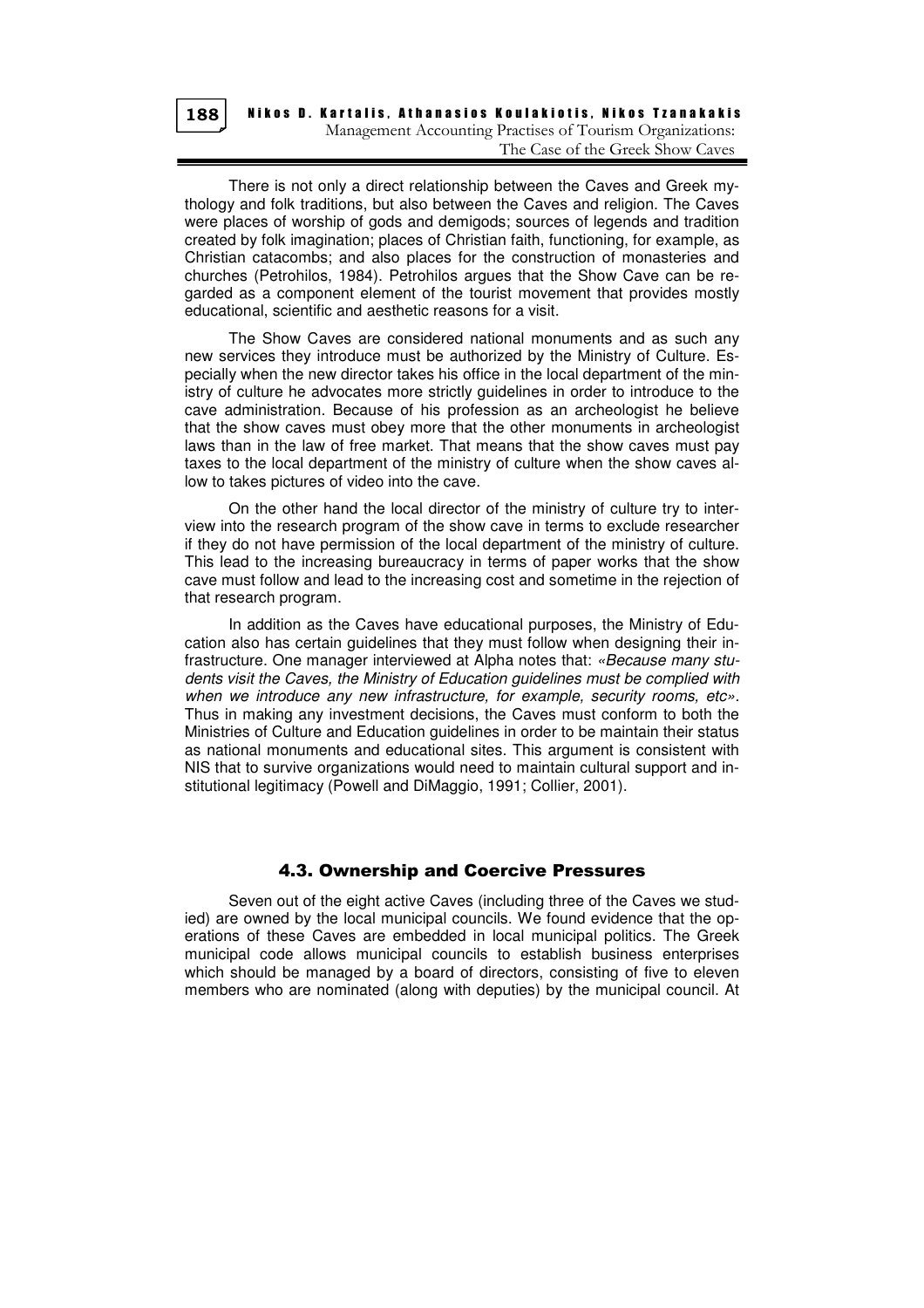There is not only a direct relationship between the Caves and Greek mythology and folk traditions, but also between the Caves and religion. The Caves were places of worship of gods and demigods; sources of legends and tradition created by folk imagination; places of Christian faith, functioning, for example, as Christian catacombs; and also places for the construction of monasteries and churches (Petrohilos, 1984). Petrohilos argues that the Show Cave can be regarded as a component element of the tourist movement that provides mostly educational, scientific and aesthetic reasons for a visit.

The Show Caves are considered national monuments and as such any new services they introduce must be authorized by the Ministry of Culture. Especially when the new director takes his office in the local department of the ministry of culture he advocates more strictly guidelines in order to introduce to the cave administration. Because of his profession as an archeologist he believe that the show caves must obey more that the other monuments in archeologist laws than in the law of free market. That means that the show caves must pay taxes to the local department of the ministry of culture when the show caves allow to takes pictures of video into the cave.

On the other hand the local director of the ministry of culture try to interview into the research program of the show cave in terms to exclude researcher if they do not have permission of the local department of the ministry of culture. This lead to the increasing bureaucracy in terms of paper works that the show cave must follow and lead to the increasing cost and sometime in the rejection of that research program.

In addition as the Caves have educational purposes, the Ministry of Education also has certain guidelines that they must follow when designing their infrastructure. One manager interviewed at Alpha notes that: *«Because many students visit the Caves, the Ministry of Education guidelines must be complied with when we introduce any new infrastructure, for example, security rooms, etc»*. Thus in making any investment decisions, the Caves must conform to both the Ministries of Culture and Education guidelines in order to be maintain their status as national monuments and educational sites. This argument is consistent with NIS that to survive organizations would need to maintain cultural support and institutional legitimacy (Powell and DiMaggio, 1991; Collier, 2001).

### 4.3. Ownership and Coercive Pressures

Seven out of the eight active Caves (including three of the Caves we studied) are owned by the local municipal councils. We found evidence that the operations of these Caves are embedded in local municipal politics. The Greek municipal code allows municipal councils to establish business enterprises which should be managed by a board of directors, consisting of five to eleven members who are nominated (along with deputies) by the municipal council. At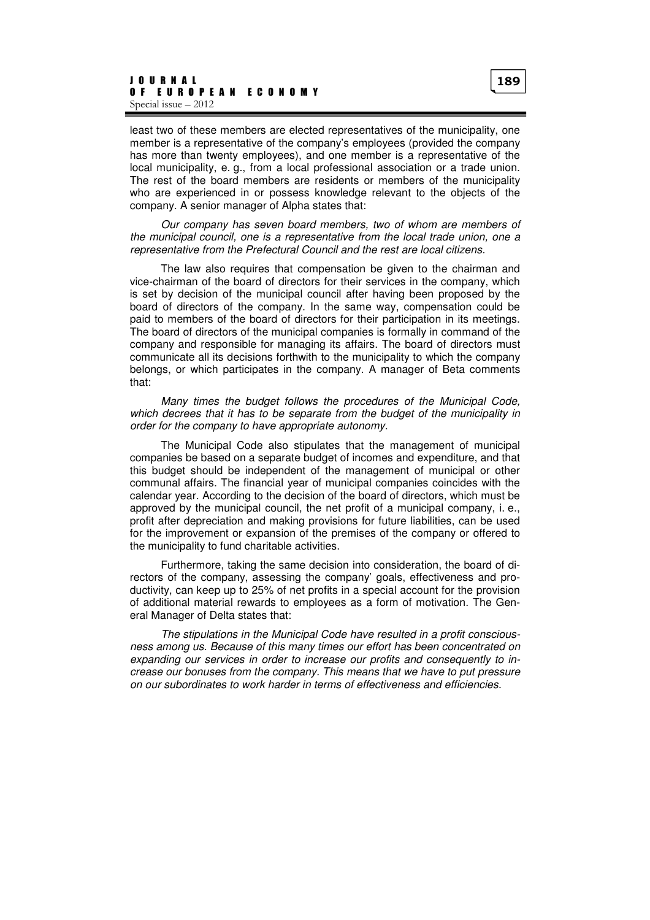least two of these members are elected representatives of the municipality, one member is a representative of the company's employees (provided the company has more than twenty employees), and one member is a representative of the local municipality, e. g., from a local professional association or a trade union. The rest of the board members are residents or members of the municipality who are experienced in or possess knowledge relevant to the objects of the company. A senior manager of Alpha states that:

*Our company has seven board members, two of whom are members of the municipal council, one is a representative from the local trade union, one a representative from the Prefectural Council and the rest are local citizens.*

The law also requires that compensation be given to the chairman and vice-chairman of the board of directors for their services in the company, which is set by decision of the municipal council after having been proposed by the board of directors of the company. In the same way, compensation could be paid to members of the board of directors for their participation in its meetings. The board of directors of the municipal companies is formally in command of the company and responsible for managing its affairs. The board of directors must communicate all its decisions forthwith to the municipality to which the company belongs, or which participates in the company. A manager of Beta comments that:

*Many times the budget follows the procedures of the Municipal Code, which decrees that it has to be separate from the budget of the municipality in order for the company to have appropriate autonomy.*

The Municipal Code also stipulates that the management of municipal companies be based on a separate budget of incomes and expenditure, and that this budget should be independent of the management of municipal or other communal affairs. The financial year of municipal companies coincides with the calendar year. According to the decision of the board of directors, which must be approved by the municipal council, the net profit of a municipal company, i. e., profit after depreciation and making provisions for future liabilities, can be used for the improvement or expansion of the premises of the company or offered to the municipality to fund charitable activities.

Furthermore, taking the same decision into consideration, the board of directors of the company, assessing the company' goals, effectiveness and productivity, can keep up to 25% of net profits in a special account for the provision of additional material rewards to employees as a form of motivation. The General Manager of Delta states that:

*The stipulations in the Municipal Code have resulted in a profit consciousness among us. Because of this many times our effort has been concentrated on expanding our services in order to increase our profits and consequently to increase our bonuses from the company. This means that we have to put pressure on our subordinates to work harder in terms of effectiveness and efficiencies.*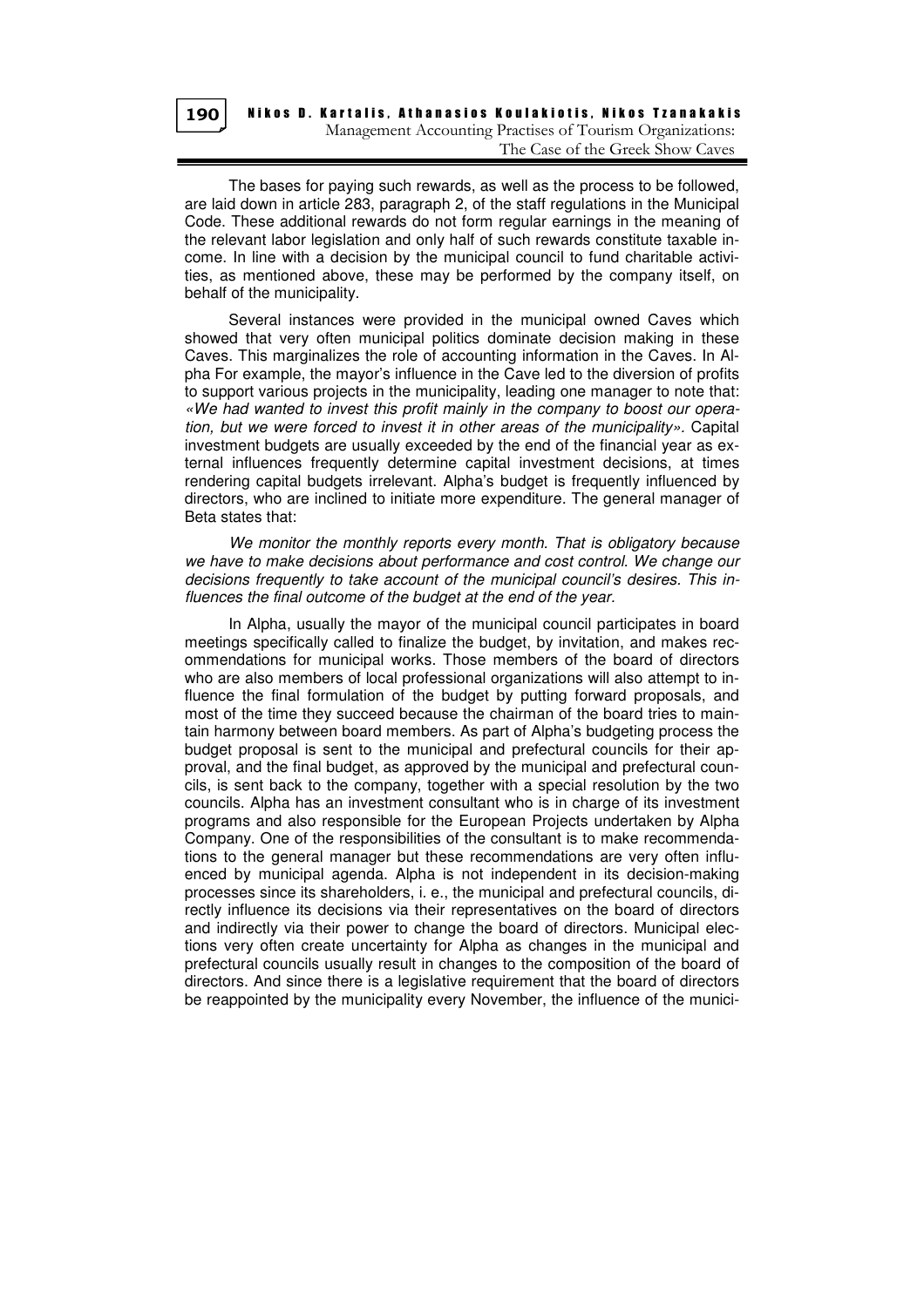The bases for paying such rewards, as well as the process to be followed, are laid down in article 283, paragraph 2, of the staff regulations in the Municipal Code. These additional rewards do not form regular earnings in the meaning of the relevant labor legislation and only half of such rewards constitute taxable income. In line with a decision by the municipal council to fund charitable activities, as mentioned above, these may be performed by the company itself, on behalf of the municipality.

Several instances were provided in the municipal owned Caves which showed that very often municipal politics dominate decision making in these Caves. This marginalizes the role of accounting information in the Caves. In Alpha For example, the mayor's influence in the Cave led to the diversion of profits to support various projects in the municipality, leading one manager to note that: *«We had wanted to invest this profit mainly in the company to boost our operation, but we were forced to invest it in other areas of the municipality»*. Capital investment budgets are usually exceeded by the end of the financial year as external influences frequently determine capital investment decisions, at times rendering capital budgets irrelevant. Alpha's budget is frequently influenced by directors, who are inclined to initiate more expenditure. The general manager of Beta states that:

> *We monitor the monthly reports every month. That is obligatory because we have to make decisions about performance and cost control. We change our decisions frequently to take account of the municipal council's desires. This influences the final outcome of the budget at the end of the year.*

In Alpha, usually the mayor of the municipal council participates in board meetings specifically called to finalize the budget, by invitation, and makes recommendations for municipal works. Those members of the board of directors who are also members of local professional organizations will also attempt to influence the final formulation of the budget by putting forward proposals, and most of the time they succeed because the chairman of the board tries to maintain harmony between board members. As part of Alpha's budgeting process the budget proposal is sent to the municipal and prefectural councils for their approval, and the final budget, as approved by the municipal and prefectural councils, is sent back to the company, together with a special resolution by the two councils. Alpha has an investment consultant who is in charge of its investment programs and also responsible for the European Projects undertaken by Alpha Company. One of the responsibilities of the consultant is to make recommendations to the general manager but these recommendations are very often influenced by municipal agenda. Alpha is not independent in its decision-making processes since its shareholders, i. e., the municipal and prefectural councils, directly influence its decisions via their representatives on the board of directors and indirectly via their power to change the board of directors. Municipal elections very often create uncertainty for Alpha as changes in the municipal and prefectural councils usually result in changes to the composition of the board of directors. And since there is a legislative requirement that the board of directors be reappointed by the municipality every November, the influence of the munici-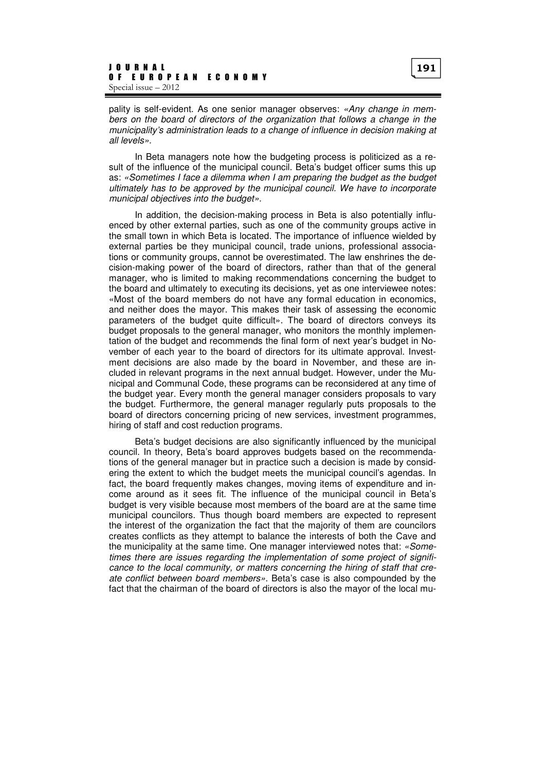pality is self-evident. As one senior manager observes: *«Any change in members on the board of directors of the organization that follows a change in the municipality's administration leads to a change of influence in decision making at all levels».*

In Beta managers note how the budgeting process is politicized as a result of the influence of the municipal council. Beta's budget officer sums this up as: *«Sometimes I face a dilemma when I am preparing the budget as the budget ultimately has to be approved by the municipal council. We have to incorporate municipal objectives into the budget».*

In addition, the decision-making process in Beta is also potentially influenced by other external parties, such as one of the community groups active in the small town in which Beta is located. The importance of influence wielded by external parties be they municipal council, trade unions, professional associations or community groups, cannot be overestimated. The law enshrines the decision-making power of the board of directors, rather than that of the general manager, who is limited to making recommendations concerning the budget to the board and ultimately to executing its decisions, yet as one interviewee notes: «Most of the board members do not have any formal education in economics, and neither does the mayor. This makes their task of assessing the economic parameters of the budget quite difficult». The board of directors conveys its budget proposals to the general manager, who monitors the monthly implementation of the budget and recommends the final form of next year's budget in November of each year to the board of directors for its ultimate approval. Investment decisions are also made by the board in November, and these are included in relevant programs in the next annual budget. However, under the Municipal and Communal Code, these programs can be reconsidered at any time of the budget year. Every month the general manager considers proposals to vary the budget. Furthermore, the general manager regularly puts proposals to the board of directors concerning pricing of new services, investment programmes, hiring of staff and cost reduction programs.

Beta's budget decisions are also significantly influenced by the municipal council. In theory, Beta's board approves budgets based on the recommendations of the general manager but in practice such a decision is made by considering the extent to which the budget meets the municipal council's agendas. In fact, the board frequently makes changes, moving items of expenditure and income around as it sees fit. The influence of the municipal council in Beta's budget is very visible because most members of the board are at the same time municipal councilors. Thus though board members are expected to represent the interest of the organization the fact that the majority of them are councilors creates conflicts as they attempt to balance the interests of both the Cave and the municipality at the same time. One manager interviewed notes that: *«Sometimes there are issues regarding the implementation of some project of significance to the local community, or matters concerning the hiring of staff that create conflict between board members».* Beta's case is also compounded by the fact that the chairman of the board of directors is also the mayor of the local mu-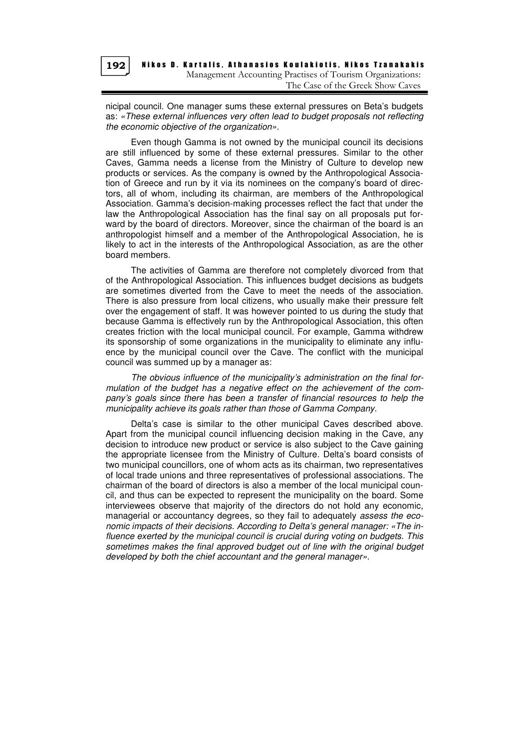nicipal council. One manager sums these external pressures on Beta's budgets as: *«These external influences very often lead to budget proposals not reflecting the economic objective of the organization»*.

Even though Gamma is not owned by the municipal council its decisions are still influenced by some of these external pressures. Similar to the other Caves, Gamma needs a license from the Ministry of Culture to develop new products or services. As the company is owned by the Anthropological Association of Greece and run by it via its nominees on the company's board of directors, all of whom, including its chairman, are members of the Anthropological Association. Gamma's decision-making processes reflect the fact that under the law the Anthropological Association has the final say on all proposals put forward by the board of directors. Moreover, since the chairman of the board is an anthropologist himself and a member of the Anthropological Association, he is likely to act in the interests of the Anthropological Association, as are the other board members.

The activities of Gamma are therefore not completely divorced from that of the Anthropological Association. This influences budget decisions as budgets are sometimes diverted from the Cave to meet the needs of the association. There is also pressure from local citizens, who usually make their pressure felt over the engagement of staff. It was however pointed to us during the study that because Gamma is effectively run by the Anthropological Association, this often creates friction with the local municipal council. For example, Gamma withdrew its sponsorship of some organizations in the municipality to eliminate any influence by the municipal council over the Cave. The conflict with the municipal council was summed up by a manager as:

*The obvious influence of the municipality's administration on the final formulation of the budget has a negative effect on the achievement of the company's goals since there has been a transfer of financial resources to help the municipality achieve its goals rather than those of Gamma Company.*

Delta's case is similar to the other municipal Caves described above. Apart from the municipal council influencing decision making in the Cave, any decision to introduce new product or service is also subject to the Cave gaining the appropriate licensee from the Ministry of Culture. Delta's board consists of two municipal councillors, one of whom acts as its chairman, two representatives of local trade unions and three representatives of professional associations. The chairman of the board of directors is also a member of the local municipal council, and thus can be expected to represent the municipality on the board. Some interviewees observe that majority of the directors do not hold any economic, managerial or accountancy degrees, so they fail to adequately *assess the economic impacts of their decisions. According to Delta's general manager: «The influence exerted by the municipal council is crucial during voting on budgets. This sometimes makes the final approved budget out of line with the original budget developed by both the chief accountant and the general manager».*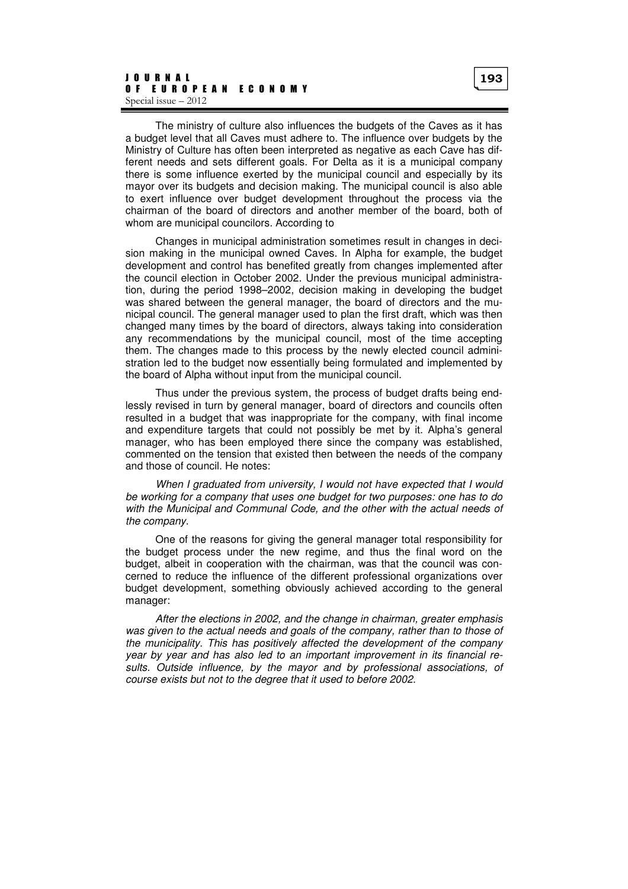The ministry of culture also influences the budgets of the Caves as it has a budget level that all Caves must adhere to. The influence over budgets by the Ministry of Culture has often been interpreted as negative as each Cave has different needs and sets different goals. For Delta as it is a municipal company there is some influence exerted by the municipal council and especially by its mayor over its budgets and decision making. The municipal council is also able to exert influence over budget development throughout the process via the chairman of the board of directors and another member of the board, both of whom are municipal councilors. According to

Changes in municipal administration sometimes result in changes in decision making in the municipal owned Caves. In Alpha for example, the budget development and control has benefited greatly from changes implemented after the council election in October 2002. Under the previous municipal administration, during the period 1998–2002, decision making in developing the budget was shared between the general manager, the board of directors and the municipal council. The general manager used to plan the first draft, which was then changed many times by the board of directors, always taking into consideration any recommendations by the municipal council, most of the time accepting them. The changes made to this process by the newly elected council administration led to the budget now essentially being formulated and implemented by the board of Alpha without input from the municipal council.

Thus under the previous system, the process of budget drafts being endlessly revised in turn by general manager, board of directors and councils often resulted in a budget that was inappropriate for the company, with final income and expenditure targets that could not possibly be met by it. Alpha's general manager, who has been employed there since the company was established, commented on the tension that existed then between the needs of the company and those of council. He notes:

*When I graduated from university, I would not have expected that I would be working for a company that uses one budget for two purposes: one has to do with the Municipal and Communal Code, and the other with the actual needs of the company.*

One of the reasons for giving the general manager total responsibility for the budget process under the new regime, and thus the final word on the budget, albeit in cooperation with the chairman, was that the council was concerned to reduce the influence of the different professional organizations over budget development, something obviously achieved according to the general manager:

*After the elections in 2002, and the change in chairman, greater emphasis was given to the actual needs and goals of the company, rather than to those of the municipality. This has positively affected the development of the company year by year and has also led to an important improvement in its financial results. Outside influence, by the mayor and by professional associations, of course exists but not to the degree that it used to before 2002.*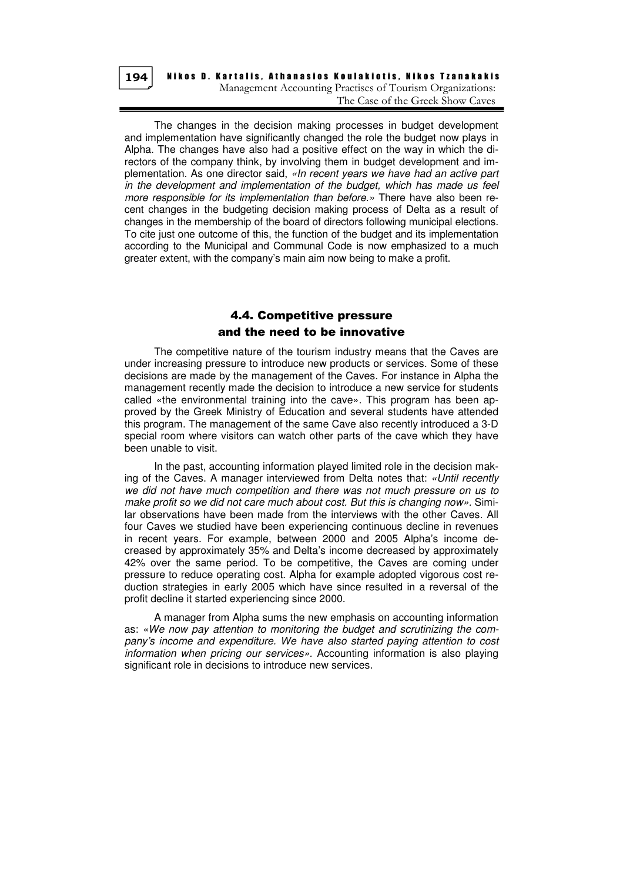The changes in the decision making processes in budget development and implementation have significantly changed the role the budget now plays in Alpha. The changes have also had a positive effect on the way in which the directors of the company think, by involving them in budget development and implementation. As one director said, *«In recent years we have had an active part in the development and implementation of the budget, which has made us feel more responsible for its implementation than before.»* There have also been recent changes in the budgeting decision making process of Delta as a result of changes in the membership of the board of directors following municipal elections. To cite just one outcome of this, the function of the budget and its implementation according to the Municipal and Communal Code is now emphasized to a much greater extent, with the company's main aim now being to make a profit.

### 4.4. Competitive pressure and the need to be innovative

The competitive nature of the tourism industry means that the Caves are under increasing pressure to introduce new products or services. Some of these decisions are made by the management of the Caves. For instance in Alpha the management recently made the decision to introduce a new service for students called «the environmental training into the cave». This program has been approved by the Greek Ministry of Education and several students have attended this program. The management of the same Cave also recently introduced a 3-D special room where visitors can watch other parts of the cave which they have been unable to visit.

In the past, accounting information played limited role in the decision making of the Caves. A manager interviewed from Delta notes that: *«Until recently we did not have much competition and there was not much pressure on us to make profit so we did not care much about cost. But this is changing now».* Similar observations have been made from the interviews with the other Caves. All four Caves we studied have been experiencing continuous decline in revenues in recent years. For example, between 2000 and 2005 Alpha's income decreased by approximately 35% and Delta's income decreased by approximately 42% over the same period. To be competitive, the Caves are coming under pressure to reduce operating cost. Alpha for example adopted vigorous cost reduction strategies in early 2005 which have since resulted in a reversal of the profit decline it started experiencing since 2000.

A manager from Alpha sums the new emphasis on accounting information as: *«We now pay attention to monitoring the budget and scrutinizing the company's income and expenditure. We have also started paying attention to cost information when pricing our services».* Accounting information is also playing significant role in decisions to introduce new services.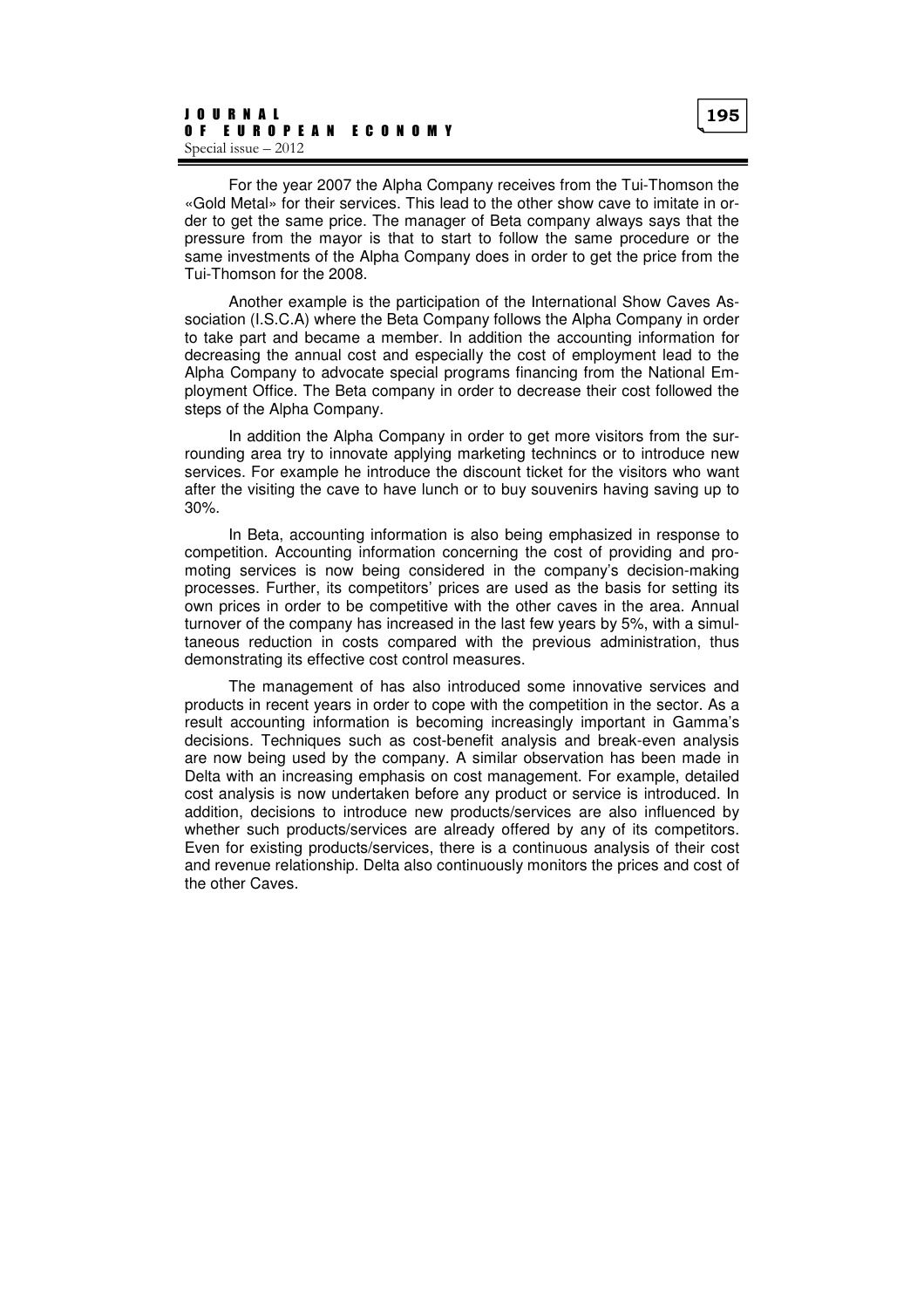For the year 2007 the Alpha Company receives from the Tui-Thomson the «Gold Metal» for their services. This lead to the other show cave to imitate in order to get the same price. The manager of Beta company always says that the pressure from the mayor is that to start to follow the same procedure or the same investments of the Alpha Company does in order to get the price from the Tui-Thomson for the 2008.

Another example is the participation of the International Show Caves Association (I.S.C.A) where the Beta Company follows the Alpha Company in order to take part and became a member. In addition the accounting information for decreasing the annual cost and especially the cost of employment lead to the Alpha Company to advocate special programs financing from the National Employment Office. The Beta company in order to decrease their cost followed the steps of the Alpha Company.

In addition the Alpha Company in order to get more visitors from the surrounding area try to innovate applying marketing technincs or to introduce new services. For example he introduce the discount ticket for the visitors who want after the visiting the cave to have lunch or to buy souvenirs having saving up to 30%.

In Beta, accounting information is also being emphasized in response to competition. Accounting information concerning the cost of providing and promoting services is now being considered in the company's decision-making processes. Further, its competitors' prices are used as the basis for setting its own prices in order to be competitive with the other caves in the area. Annual turnover of the company has increased in the last few years by 5%, with a simultaneous reduction in costs compared with the previous administration, thus demonstrating its effective cost control measures.

The management of has also introduced some innovative services and products in recent years in order to cope with the competition in the sector. As a result accounting information is becoming increasingly important in Gamma's decisions. Techniques such as cost-benefit analysis and break-even analysis are now being used by the company. A similar observation has been made in Delta with an increasing emphasis on cost management. For example, detailed cost analysis is now undertaken before any product or service is introduced. In addition, decisions to introduce new products/services are also influenced by whether such products/services are already offered by any of its competitors. Even for existing products/services, there is a continuous analysis of their cost and revenue relationship. Delta also continuously monitors the prices and cost of the other Caves.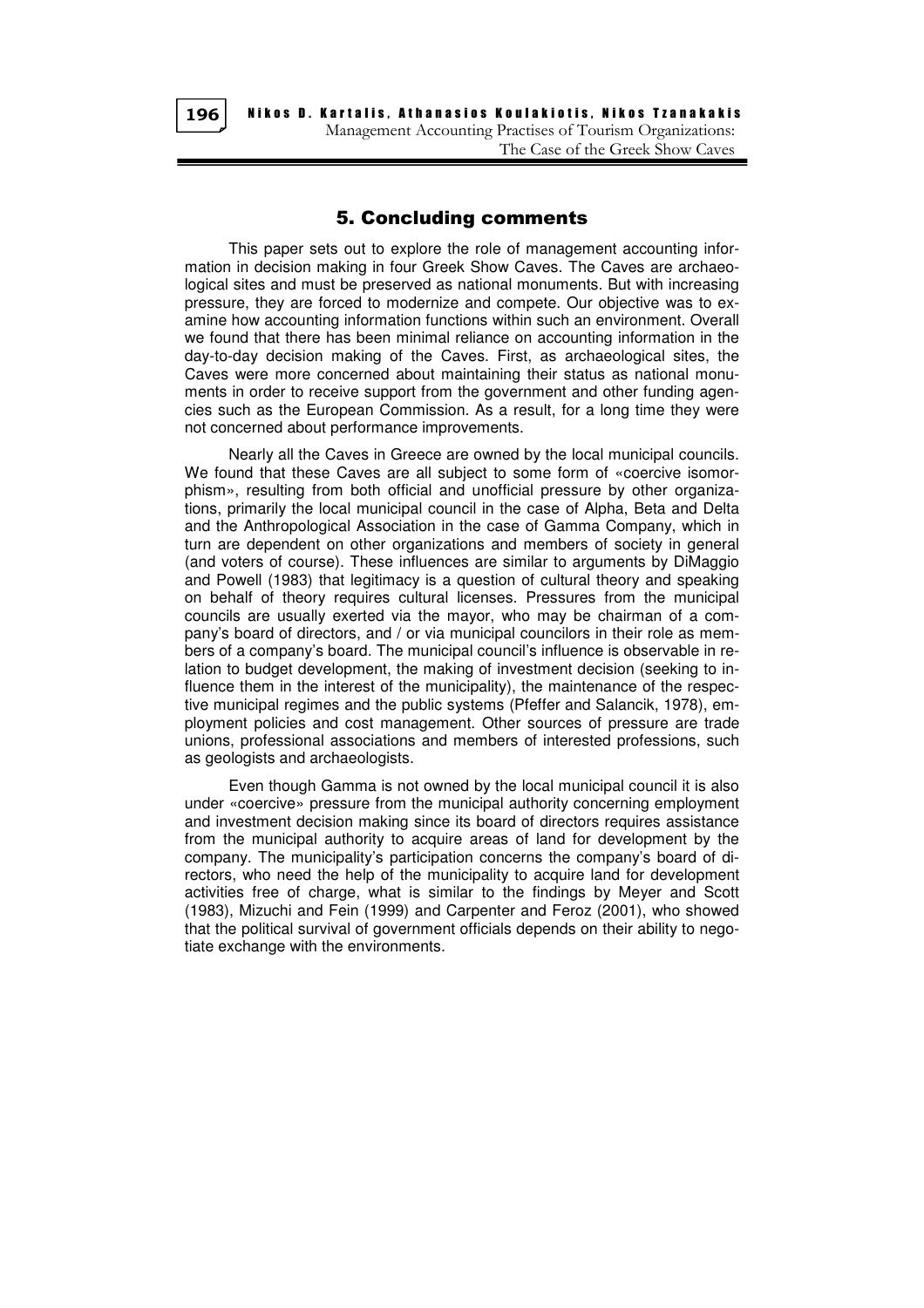## 5. Concluding comments

This paper sets out to explore the role of management accounting information in decision making in four Greek Show Caves. The Caves are archaeological sites and must be preserved as national monuments. But with increasing pressure, they are forced to modernize and compete. Our objective was to examine how accounting information functions within such an environment. Overall we found that there has been minimal reliance on accounting information in the day-to-day decision making of the Caves. First, as archaeological sites, the Caves were more concerned about maintaining their status as national monuments in order to receive support from the government and other funding agencies such as the European Commission. As a result, for a long time they were not concerned about performance improvements.

Nearly all the Caves in Greece are owned by the local municipal councils. We found that these Caves are all subject to some form of «coercive isomorphism», resulting from both official and unofficial pressure by other organizations, primarily the local municipal council in the case of Alpha, Beta and Delta and the Anthropological Association in the case of Gamma Company, which in turn are dependent on other organizations and members of society in general (and voters of course). These influences are similar to arguments by DiMaggio and Powell (1983) that legitimacy is a question of cultural theory and speaking on behalf of theory requires cultural licenses. Pressures from the municipal councils are usually exerted via the mayor, who may be chairman of a company's board of directors, and / or via municipal councilors in their role as members of a company's board. The municipal council's influence is observable in relation to budget development, the making of investment decision (seeking to influence them in the interest of the municipality), the maintenance of the respective municipal regimes and the public systems (Pfeffer and Salancik, 1978), employment policies and cost management. Other sources of pressure are trade unions, professional associations and members of interested professions, such as geologists and archaeologists.

Even though Gamma is not owned by the local municipal council it is also under «coercive» pressure from the municipal authority concerning employment and investment decision making since its board of directors requires assistance from the municipal authority to acquire areas of land for development by the company. The municipality's participation concerns the company's board of directors, who need the help of the municipality to acquire land for development activities free of charge, what is similar to the findings by Meyer and Scott (1983), Mizuchi and Fein (1999) and Carpenter and Feroz (2001), who showed that the political survival of government officials depends on their ability to negotiate exchange with the environments.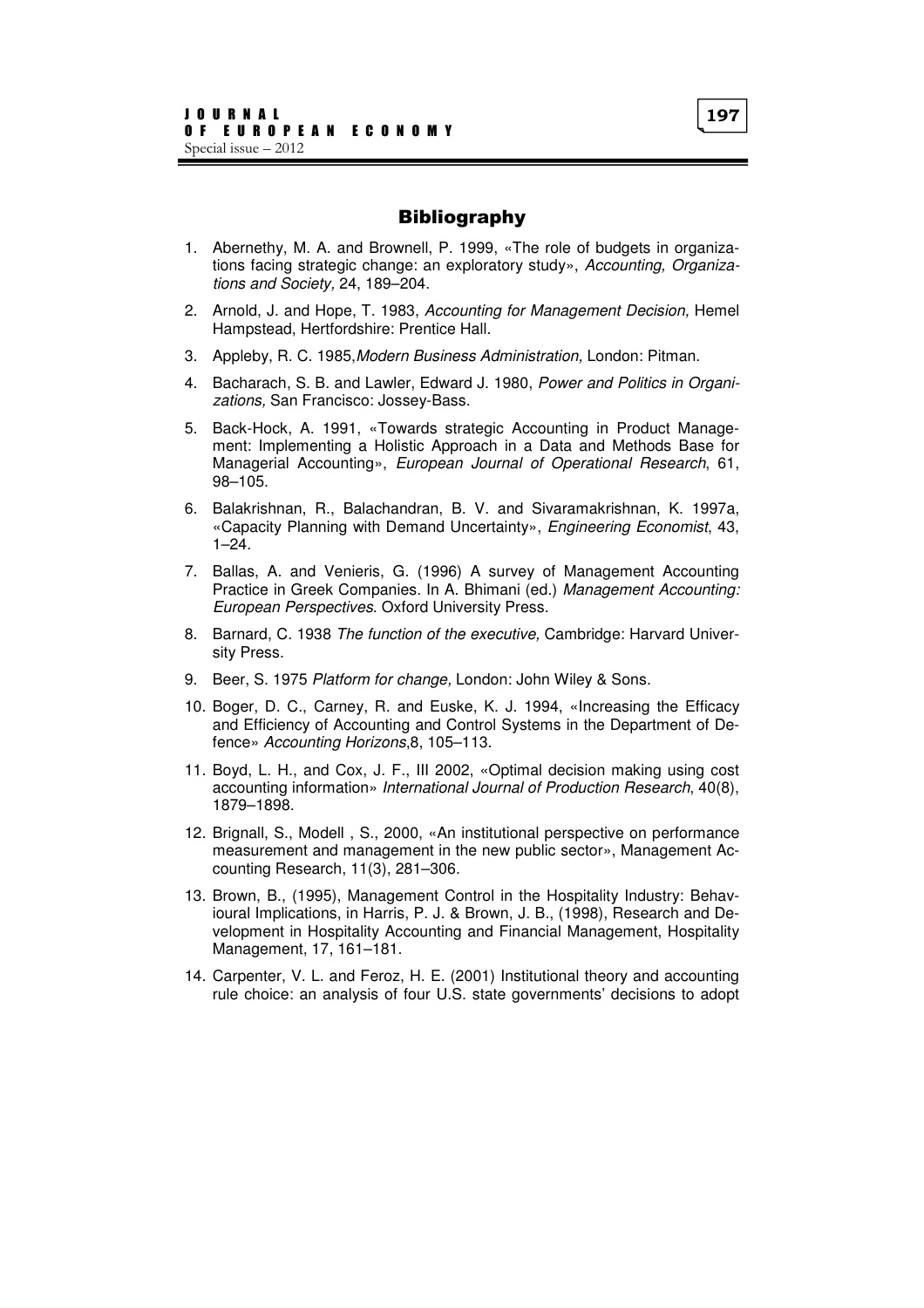## Bibliography

1. Abernethy, M. A. and Brownell, P. 1999, «The role of budgets in organizations facing strategic change: an exploratory study», *Accounting, Organizations and Society,* 24, 189–204.

2. Arnold, J. and Hope, T. 1983, *Accounting for Management Decision,* Hemel Hampstead, Hertfordshire: Prentice Hall.

3. Appleby, R. C. 1985,*Modern Business Administration,* London: Pitman.

4. Bacharach, S. B. and Lawler, Edward J. 1980, *Power and Politics in Organizations,* San Francisco: Jossey-Bass.

5. Back-Hock, A. 1991, «Towards strategic Accounting in Product Management: Implementing a Holistic Approach in a Data and Methods Base for Managerial Accounting», *European Journal of Operational Research*, 61, 98–105.

6. Balakrishnan, R., Balachandran, B. V. and Sivaramakrishnan, K. 1997a, «Capacity Planning with Demand Uncertainty», *Engineering Economist*, 43, 1–24.

7. Ballas, A. and Venieris, G. (1996) A survey of Management Accounting Practice in Greek Companies. In A. Bhimani (ed.) *Management Accounting: European Perspectives*. Oxford University Press.

8. Barnard, C. 1938 *The function of the executive,* Cambridge: Harvard University Press.

9. Beer, S. 1975 *Platform for change,* London: John Wiley & Sons.

10. Boger, D. C., Carney, R. and Euske, K. J. 1994, «Increasing the Efficacy and Efficiency of Accounting and Control Systems in the Department of Defence» *Accounting Horizons*,8, 105–113.

11. Boyd, L. H., and Cox, J. F., III 2002, «Optimal decision making using cost accounting information» *International Journal of Production Research*, 40(8), 1879–1898.

12. Brignall, S., Modell , S., 2000, «An institutional perspective on performance measurement and management in the new public sector», Management Accounting Research, 11(3), 281–306.

13. Brown, B., (1995), Management Control in the Hospitality Industry: Behavioural Implications, in Harris, P. J. & Brown, J. B., (1998), Research and Development in Hospitality Accounting and Financial Management, Hospitality Management, 17, 161–181.

14. Carpenter, V. L. and Feroz, H. E. (2001) Institutional theory and accounting rule choice: an analysis of four U.S. state governments' decisions to adopt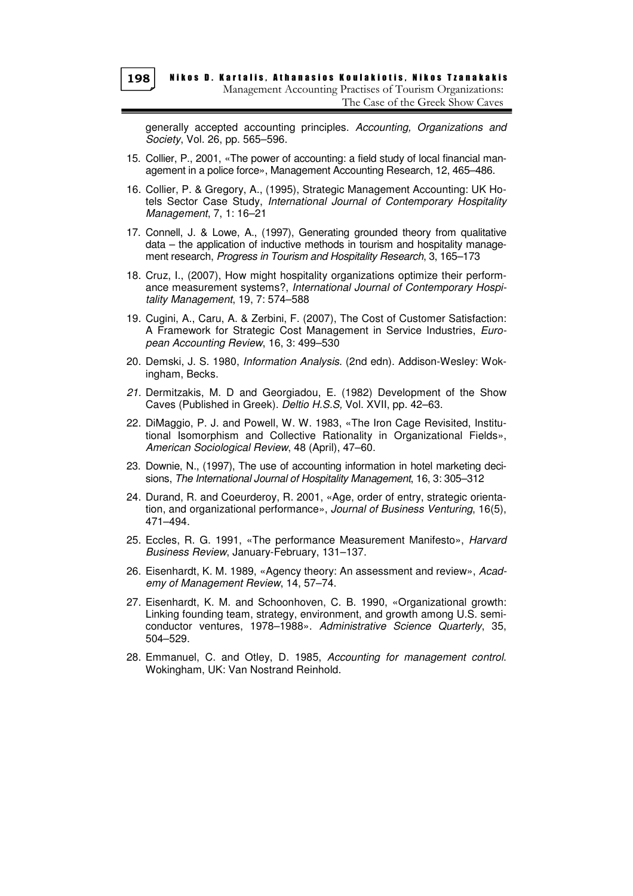generally accepted accounting principles. *Accounting, Organizations and Society*, Vol. 26, pp. 565–596.

15. Collier, P., 2001, «The power of accounting: a field study of local financial management in a police force», Management Accounting Research, 12, 465–486.

16. Collier, P. & Gregory, A., (1995), Strategic Management Accounting: UK Hotels Sector Case Study, *International Journal of Contemporary Hospitality Management*, 7, 1: 16–21

17. Connell, J. & Lowe, A., (1997), Generating grounded theory from qualitative data – the application of inductive methods in tourism and hospitality management research, *Progress in Tourism and Hospitality Research*, 3, 165–173

18. Cruz, I., (2007), How might hospitality organizations optimize their performance measurement systems?, *International Journal of Contemporary Hospitality Management*, 19, 7: 574–588

19. Cugini, A., Caru, A. & Zerbini, F. (2007), The Cost of Customer Satisfaction: A Framework for Strategic Cost Management in Service Industries, *European Accounting Review*, 16, 3: 499–530

20. Demski, J. S. 1980, *Information Analysis*. (2nd edn). Addison-Wesley: Wokingham, Becks.

21. Dermitzakis, M. D and Georgiadou, E. (1982) Development of the Show Caves (Published in Greek). *Deltio H.S.S*, Vol. XVII, pp. 42–63.

22. DiMaggio, P. J. and Powell, W. W. 1983, «The Iron Cage Revisited, Institutional Isomorphism and Collective Rationality in Organizational Fields», *American Sociological Review*, 48 (April), 47–60.

23. Downie, N., (1997), The use of accounting information in hotel marketing decisions, *The International Journal of Hospitality Management*, 16, 3: 305–312

24. Durand, R. and Coeurderoy, R. 2001, «Age, order of entry, strategic orientation, and organizational performance», *Journal of Business Venturing*, 16(5), 471–494.

25. Eccles, R. G. 1991, «The performance Measurement Manifesto», *Harvard Business Review*, January-February, 131–137.

26. Eisenhardt, K. M. 1989, «Agency theory: An assessment and review», *Academy of Management Review*, 14, 57–74.

27. Eisenhardt, K. M. and Schoonhoven, C. B. 1990, «Organizational growth: Linking founding team, strategy, environment, and growth among U.S. semiconductor ventures, 1978–1988». *Administrative Science Quarterly*, 35, 504–529.

28. Emmanuel, C. and Otley, D. 1985, *Accounting for management control*. Wokingham, UK: Van Nostrand Reinhold.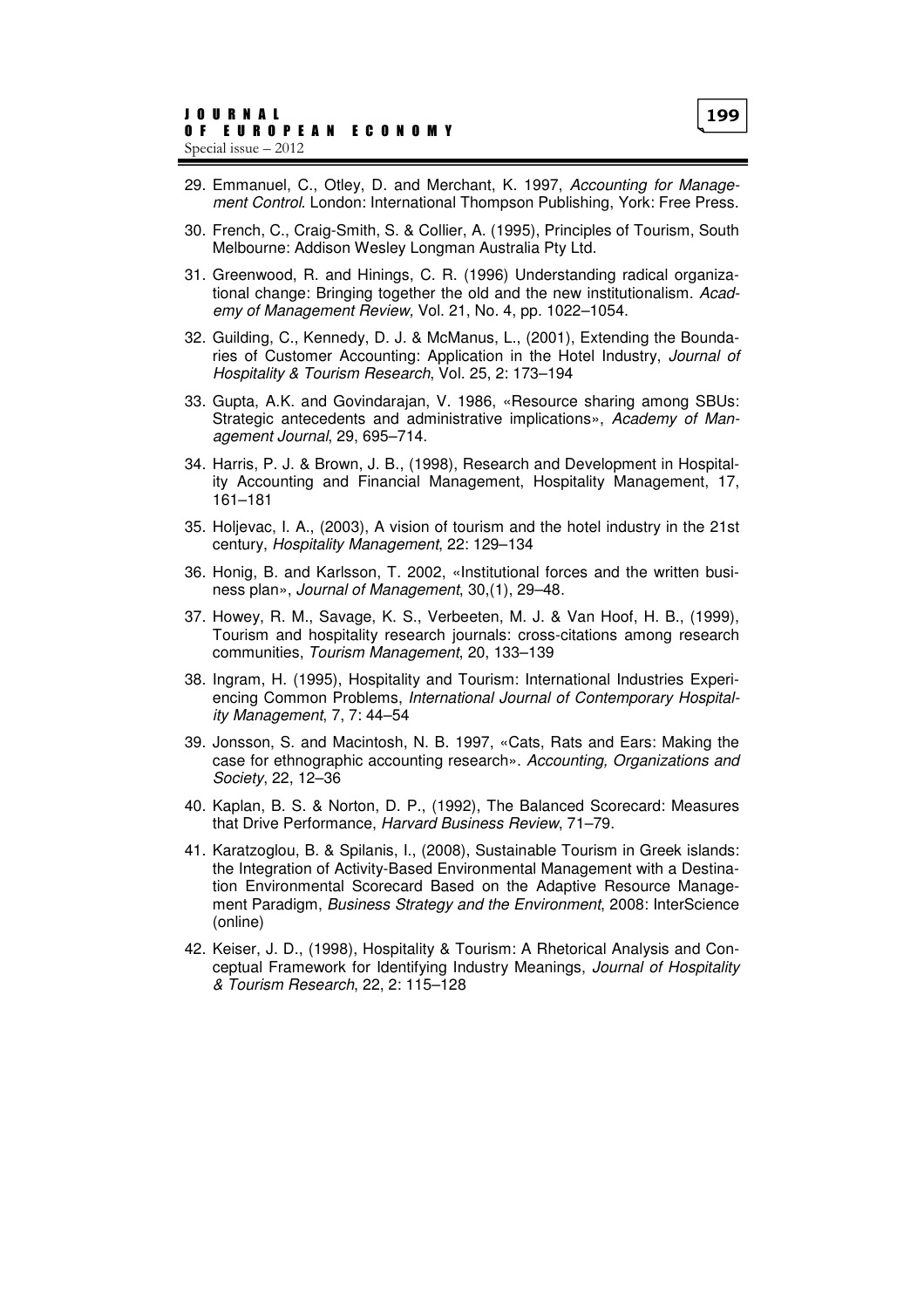29. Emmanuel, C., Otley, D. and Merchant, K. 1997, *Accounting for Management Control*. London: International Thompson Publishing, York: Free Press.

30. French, C., Craig-Smith, S. & Collier, A. (1995), Principles of Tourism, South Melbourne: Addison Wesley Longman Australia Pty Ltd.

31. Greenwood, R. and Hinings, C. R. (1996) Understanding radical organizational change: Bringing together the old and the new institutionalism. *Academy of Management Review,* Vol. 21, No. 4, pp. 1022–1054.

32. Guilding, C., Kennedy, D. J. & McManus, L., (2001), Extending the Boundaries of Customer Accounting: Application in the Hotel Industry, *Journal of Hospitality & Tourism Research*, Vol. 25, 2: 173–194

33. Gupta, A.K. and Govindarajan, V. 1986, «Resource sharing among SBUs: Strategic antecedents and administrative implications», *Academy of Management Journal*, 29, 695–714.

34. Harris, P. J. & Brown, J. B., (1998), Research and Development in Hospitality Accounting and Financial Management, Hospitality Management, 17, 161–181

35. Holjevac, I. A., (2003), A vision of tourism and the hotel industry in the 21st century, *Hospitality Management*, 22: 129–134

36. Honig, B. and Karlsson, T. 2002, «Institutional forces and the written business plan», *Journal of Management*, 30,(1), 29–48.

37. Howey, R. M., Savage, K. S., Verbeeten, M. J. & Van Hoof, H. B., (1999), Tourism and hospitality research journals: cross-citations among research communities, *Tourism Management*, 20, 133–139

38. Ingram, H. (1995), Hospitality and Tourism: International Industries Experiencing Common Problems, *International Journal of Contemporary Hospitality Management*, 7, 7: 44–54

39. Jonsson, S. and Macintosh, N. B. 1997, «Cats, Rats and Ears: Making the case for ethnographic accounting research». *Accounting, Organizations and Society*, 22, 12–36

40. Kaplan, B. S. & Norton, D. P., (1992), The Balanced Scorecard: Measures that Drive Performance, *Harvard Business Review*, 71–79.

41. Karatzoglou, B. & Spilanis, I., (2008), Sustainable Tourism in Greek islands: the Integration of Activity-Based Environmental Management with a Destination Environmental Scorecard Based on the Adaptive Resource Management Paradigm, *Business Strategy and the Environment*, 2008: InterScience (online)

42. Keiser, J. D., (1998), Hospitality & Tourism: A Rhetorical Analysis and Conceptual Framework for Identifying Industry Meanings, *Journal of Hospitality & Tourism Research*, 22, 2: 115–128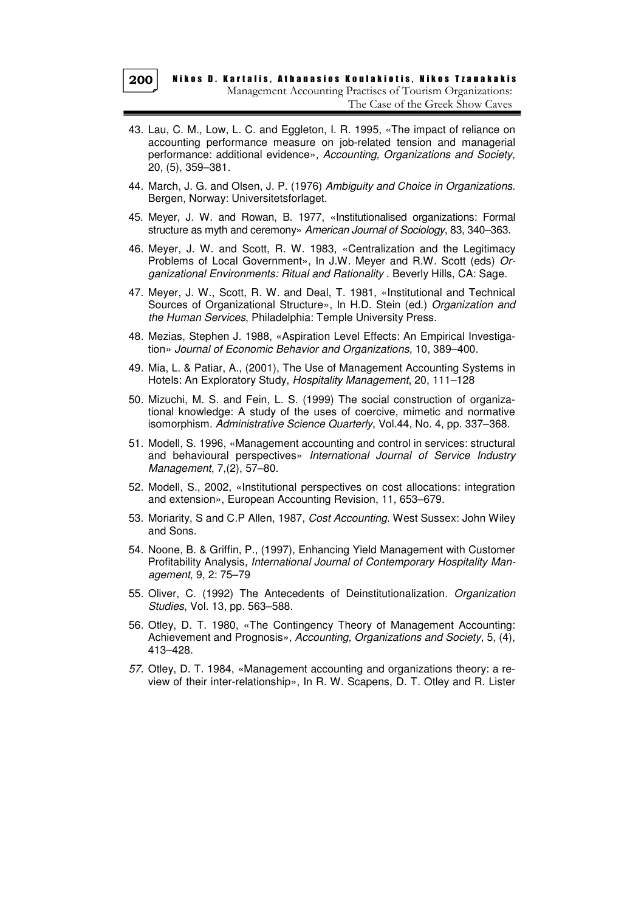43. Lau, C. M., Low, L. C. and Eggleton, I. R. 1995, «The impact of reliance on accounting performance measure on job-related tension and managerial performance: additional evidence», *Accounting, Organizations and Society*, 20, (5), 359–381.

44. March, J. G. and Olsen, J. P. (1976) *Ambiguity and Choice in Organizations*. Bergen, Norway: Universitetsforlaget.

45. Meyer, J. W. and Rowan, B. 1977, «Institutionalised organizations: Formal structure as myth and ceremony» *American Journal of Sociology*, 83, 340–363.

46. Meyer, J. W. and Scott, R. W. 1983, «Centralization and the Legitimacy Problems of Local Government», In J.W. Meyer and R.W. Scott (eds) *Organizational Environments: Ritual and Rationality* . Beverly Hills, CA: Sage.

47. Meyer, J. W., Scott, R. W. and Deal, T. 1981, «Institutional and Technical Sources of Organizational Structure», In H.D. Stein (ed.) *Organization and the Human Services*, Philadelphia: Temple University Press.

48. Mezias, Stephen J. 1988, «Aspiration Level Effects: An Empirical Investigation» *Journal of Economic Behavior and Organizations,* 10, 389–400.

49. Mia, L. & Patiar, A., (2001), The Use of Management Accounting Systems in Hotels: An Exploratory Study, *Hospitality Management*, 20, 111–128

50. Mizuchi, M. S. and Fein, L. S. (1999) The social construction of organizational knowledge: A study of the uses of coercive, mimetic and normative isomorphism. *Administrative Science Quarterly*, Vol.44, No. 4, pp. 337–368.

51. Modell, S. 1996, «Management accounting and control in services: structural and behavioural perspectives» *International Journal of Service Industry Management*, 7,(2), 57–80.

52. Modell, S., 2002, «Institutional perspectives on cost allocations: integration and extension», European Accounting Revision, 11, 653–679.

53. Moriarity, S and C.P Allen, 1987, *Cost Accounting*. West Sussex: John Wiley and Sons.

54. Noone, B. & Griffin, P., (1997), Enhancing Yield Management with Customer Profitability Analysis, *International Journal of Contemporary Hospitality Management*, 9, 2: 75–79

55. Oliver, C. (1992) The Antecedents of Deinstitutionalization. *Organization Studies*, Vol. 13, pp. 563–588.

56. Otley, D. T. 1980, «The Contingency Theory of Management Accounting: Achievement and Prognosis», *Accounting, Organizations and Society*, 5, (4), 413–428.

57. Otley, D. T. 1984, «Management accounting and organizations theory: a review of their inter-relationship», In R. W. Scapens, D. T. Otley and R. Lister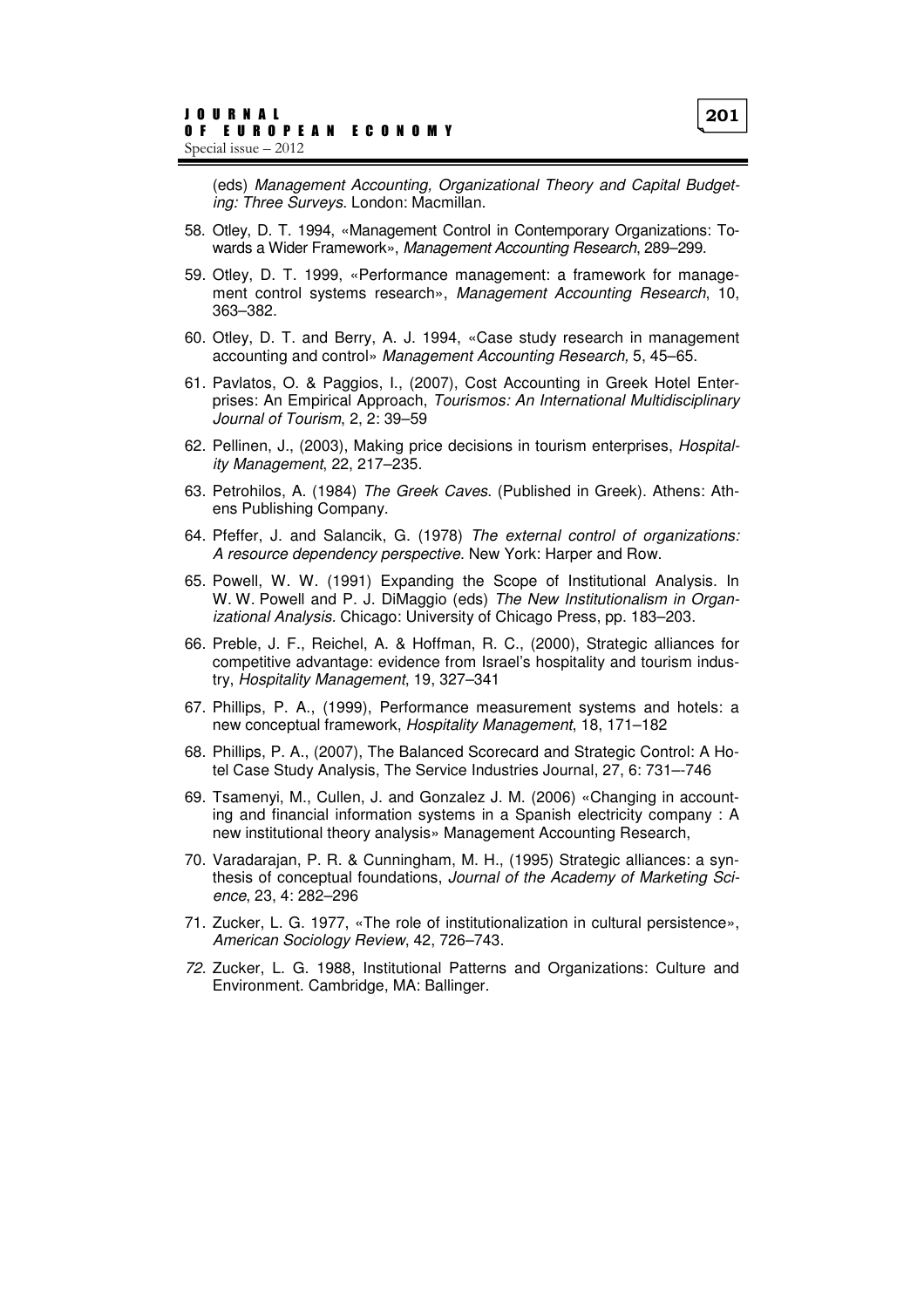(eds) *Management Accounting, Organizational Theory and Capital Budgeting: Three Surveys*. London: Macmillan.

58. Otley, D. T. 1994, «Management Control in Contemporary Organizations: Towards a Wider Framework», *Management Accounting Research*, 289–299.
59. Otley, D. T. 1999, «Performance management: a framework for management control systems research», *Management Accounting Research*, 10, 363–382.
60. Otley, D. T. and Berry, A. J. 1994, «Case study research in management accounting and control» *Management Accounting Research,* 5, 45–65.
61. Pavlatos, O. & Paggios, I., (2007), Cost Accounting in Greek Hotel Enterprises: An Empirical Approach, *Tourismos: An International Multidisciplinary Journal of Tourism*, 2, 2: 39–59
62. Pellinen, J., (2003), Making price decisions in tourism enterprises, *Hospitality Management*, 22, 217–235.
63. Petrohilos, A. (1984) *The Greek Caves*. (Published in Greek). Athens: Athens Publishing Company.
64. Pfeffer, J. and Salancik, G. (1978) *The external control of organizations: A resource dependency perspective*. New York: Harper and Row.
65. Powell, W. W. (1991) Expanding the Scope of Institutional Analysis. In W. W. Powell and P. J. DiMaggio (eds) *The New Institutionalism in Organizational Analysis.* Chicago: University of Chicago Press, pp. 183–203.
66. Preble, J. F., Reichel, A. & Hoffman, R. C., (2000), Strategic alliances for competitive advantage: evidence from Israel's hospitality and tourism industry, *Hospitality Management*, 19, 327–341
67. Phillips, P. A., (1999), Performance measurement systems and hotels: a new conceptual framework, *Hospitality Management*, 18, 171–182
68. Phillips, P. A., (2007), The Balanced Scorecard and Strategic Control: A Hotel Case Study Analysis, The Service Industries Journal, 27, 6: 731–-746
69. Tsamenyi, M., Cullen, J. and Gonzalez J. M. (2006) «Changing in accounting and financial information systems in a Spanish electricity company : A new institutional theory analysis» Management Accounting Research,
70. Varadarajan, P. R. & Cunningham, M. H., (1995) Strategic alliances: a synthesis of conceptual foundations, *Journal of the Academy of Marketing Science*, 23, 4: 282–296
71. Zucker, L. G. 1977, «The role of institutionalization in cultural persistence», *American Sociology Review*, 42, 726–743.
72. Zucker, L. G. 1988, Institutional Patterns and Organizations: Culture and Environment. Cambridge, MA: Ballinger.